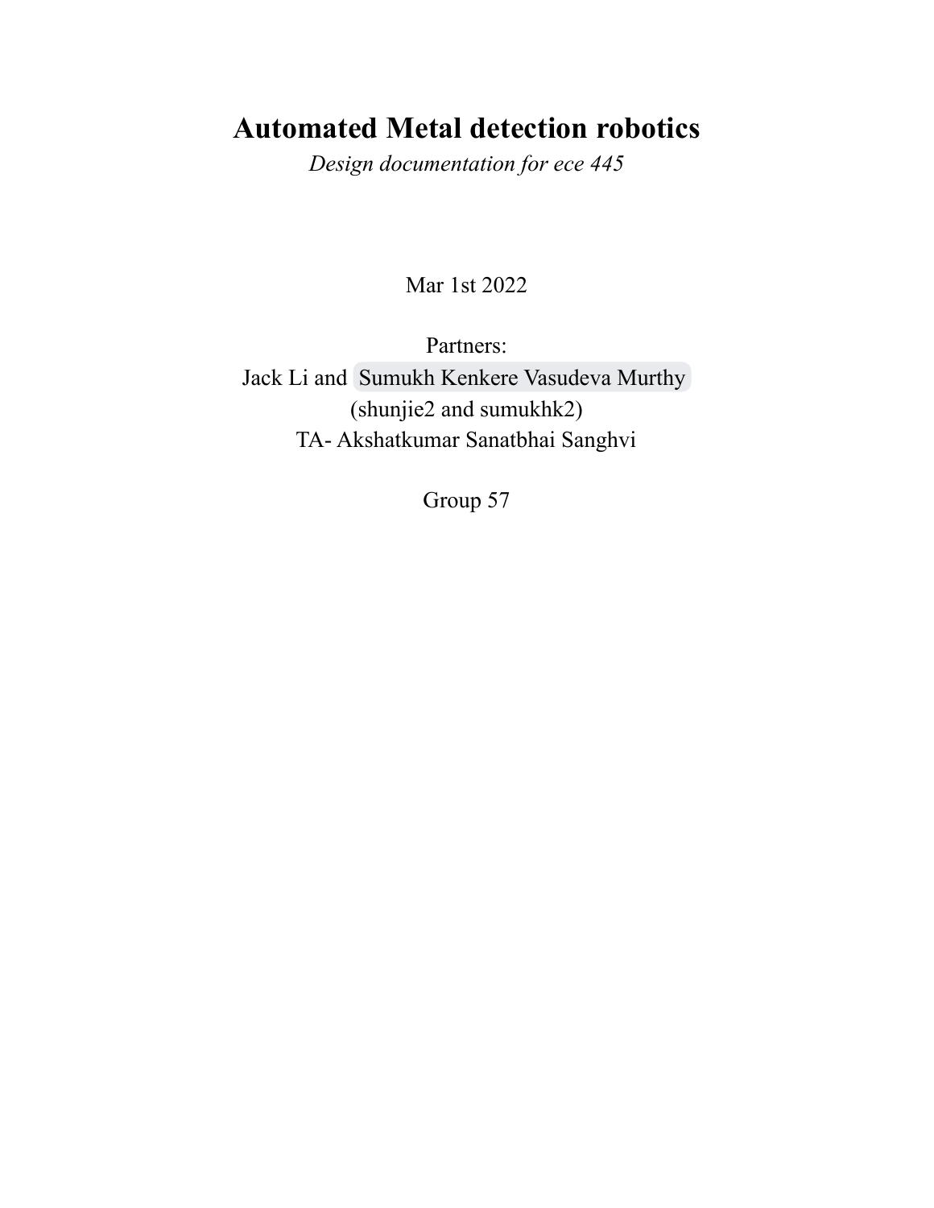# Automated Metal detection robotics

*Design documentation for ece 445*

Mar 1st 2022

Partners:

Jack Li and Sumukh Kenkere Vasudeva Murthy

(shunjie2 and sumukhk2)

TA- Akshatkumar Sanatbhai Sanghvi

Group 57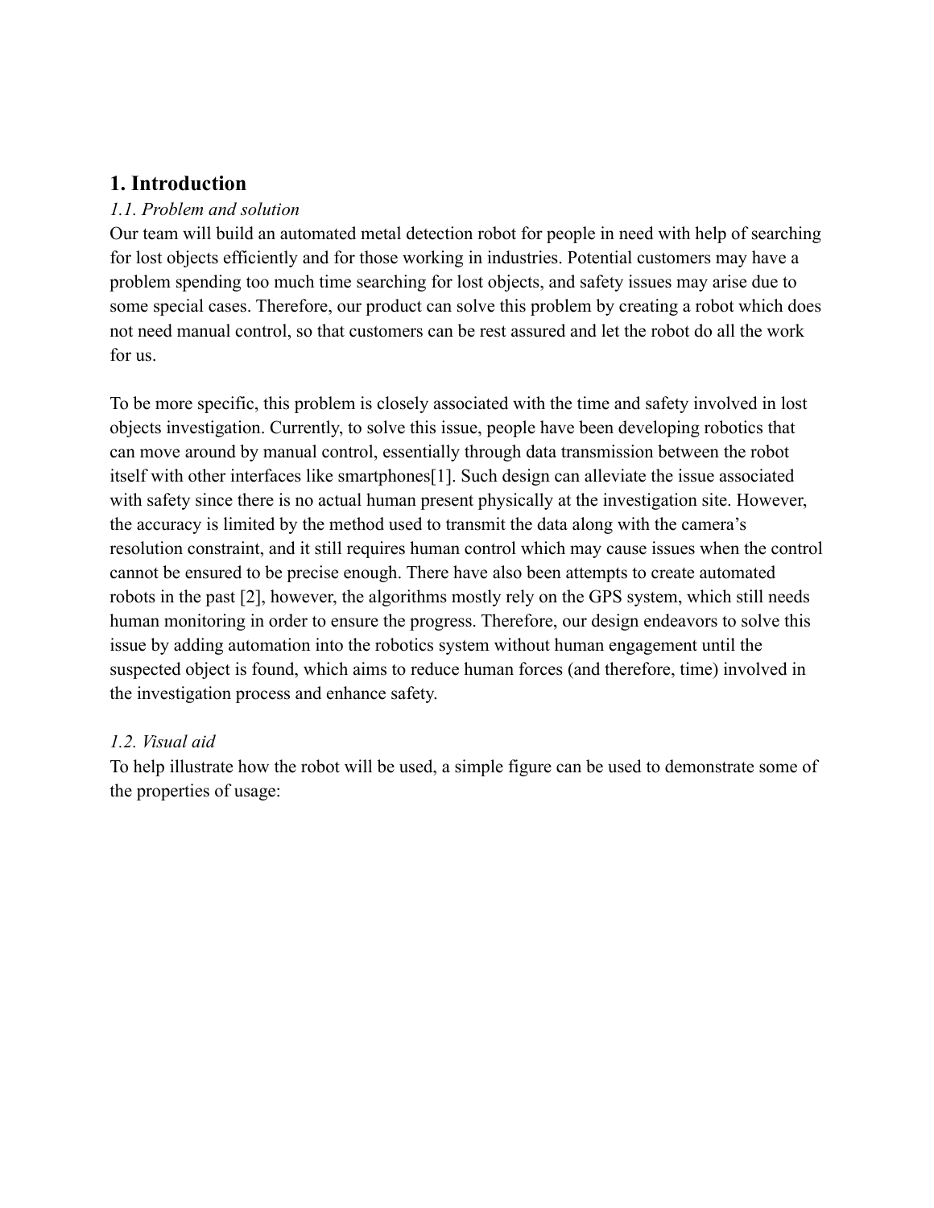## 1. Introduction

*1.1. Problem and solution*

Our team will build an automated metal detection robot for people in need with help of searching for lost objects efficiently and for those working in industries. Potential customers may have a problem spending too much time searching for lost objects, and safety issues may arise due to some special cases. Therefore, our product can solve this problem by creating a robot which does not need manual control, so that customers can be rest assured and let the robot do all the work for us.

To be more specific, this problem is closely associated with the time and safety involved in lost objects investigation. Currently, to solve this issue, people have been developing robotics that can move around by manual control, essentially through data transmission between the robot itself with other interfaces like smartphones[1]. Such design can alleviate the issue associated with safety since there is no actual human present physically at the investigation site. However, the accuracy is limited by the method used to transmit the data along with the camera's resolution constraint, and it still requires human control which may cause issues when the control cannot be ensured to be precise enough. There have also been attempts to create automated robots in the past [2], however, the algorithms mostly rely on the GPS system, which still needs human monitoring in order to ensure the progress. Therefore, our design endeavors to solve this issue by adding automation into the robotics system without human engagement until the suspected object is found, which aims to reduce human forces (and therefore, time) involved in the investigation process and enhance safety.

*1.2. Visual aid*

To help illustrate how the robot will be used, a simple figure can be used to demonstrate some of the properties of usage: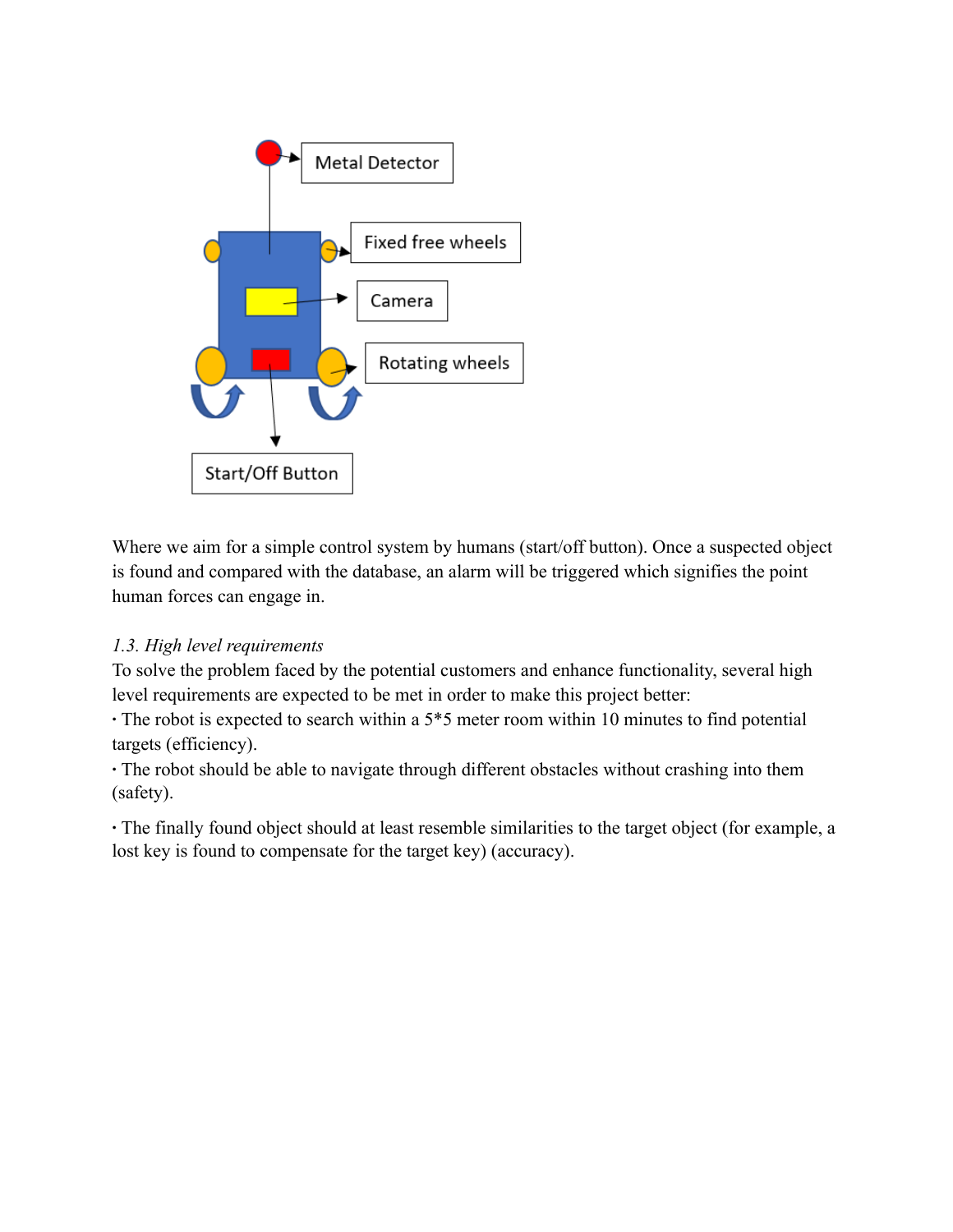Where we aim for a simple control system by humans (start/off button). Once a suspected object is found and compared with the database, an alarm will be triggered which signifies the point human forces can engage in.

*1.3. High level requirements*

To solve the problem faced by the potential customers and enhance functionality, several high level requirements are expected to be met in order to make this project better:

- The robot is expected to search within a 5*5 meter room within 10 minutes to find potential targets (efficiency).
- The robot should be able to navigate through different obstacles without crashing into them (safety).
- The finally found object should at least resemble similarities to the target object (for example, a lost key is found to compensate for the target key) (accuracy).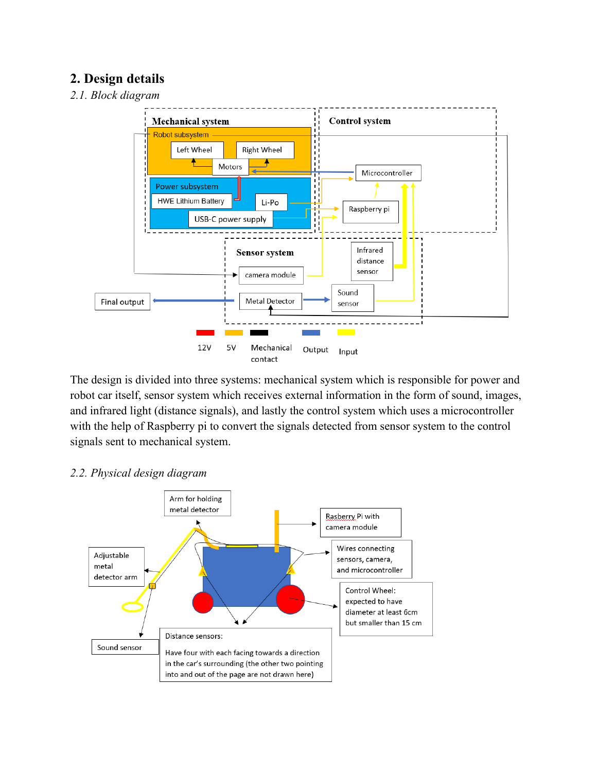## 2. Design details

*2.1. Block diagram*

The design is divided into three systems: mechanical system which is responsible for power and robot car itself, sensor system which receives external information in the form of sound, images, and infrared light (distance signals), and lastly the control system which uses a microcontroller with the help of Raspberry pi to convert the signals detected from sensor system to the control signals sent to mechanical system.

*2.2. Physical design diagram*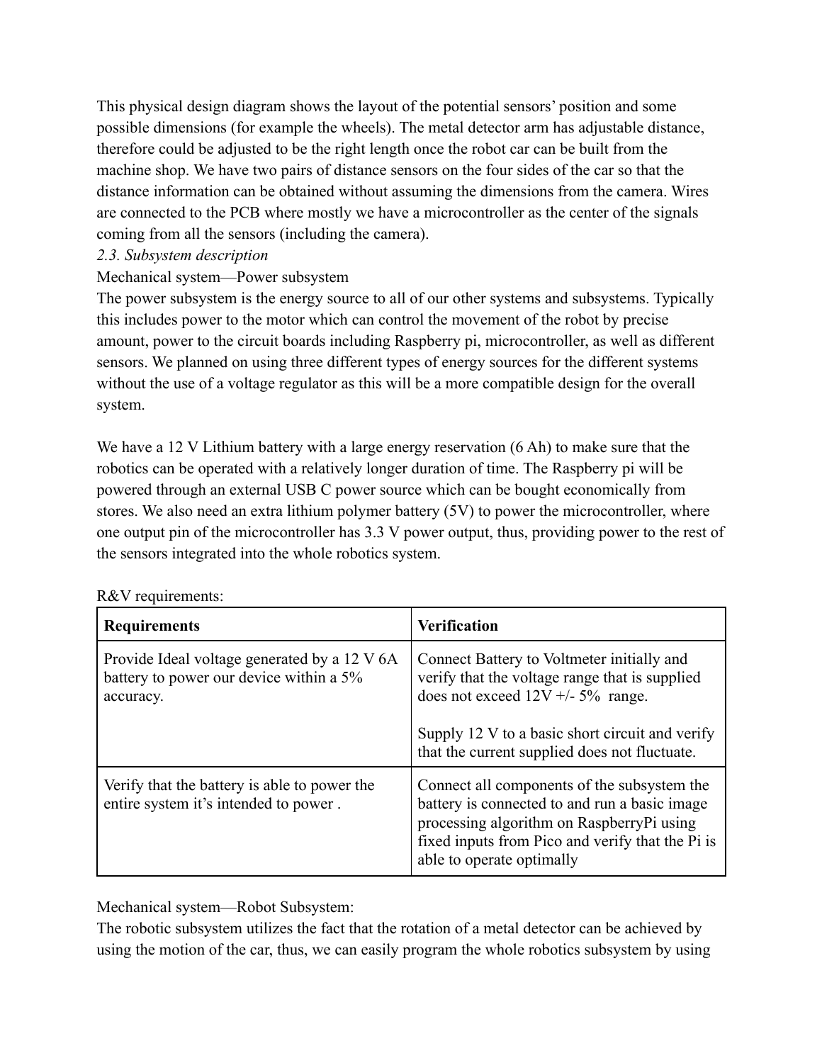This physical design diagram shows the layout of the potential sensors' position and some possible dimensions (for example the wheels). The metal detector arm has adjustable distance, therefore could be adjusted to be the right length once the robot car can be built from the machine shop. We have two pairs of distance sensors on the four sides of the car so that the distance information can be obtained without assuming the dimensions from the camera. Wires are connected to the PCB where mostly we have a microcontroller as the center of the signals coming from all the sensors (including the camera).

*2.3. Subsystem description*

Mechanical system—Power subsystem

The power subsystem is the energy source to all of our other systems and subsystems. Typically this includes power to the motor which can control the movement of the robot by precise amount, power to the circuit boards including Raspberry pi, microcontroller, as well as different sensors. We planned on using three different types of energy sources for the different systems without the use of a voltage regulator as this will be a more compatible design for the overall system.

We have a 12 V Lithium battery with a large energy reservation (6 Ah) to make sure that the robotics can be operated with a relatively longer duration of time. The Raspberry pi will be powered through an external USB C power source which can be bought economically from stores. We also need an extra lithium polymer battery (5V) to power the microcontroller, where one output pin of the microcontroller has 3.3 V power output, thus, providing power to the rest of the sensors integrated into the whole robotics system.

R&V requirements:

| **Requirements** | **Verification** |
|---|---|
| Provide Ideal voltage generated by a 12 V 6A battery to power our device within a 5% accuracy. | Connect Battery to Voltmeter initially and verify that the voltage range that is supplied does not exceed 12V +/- 5% range.<br><br>Supply 12 V to a basic short circuit and verify that the current supplied does not fluctuate. |
| Verify that the battery is able to power the entire system it's intended to power . | Connect all components of the subsystem the battery is connected to and run a basic image processing algorithm on RaspberryPi using fixed inputs from Pico and verify that the Pi is able to operate optimally |

Mechanical system—Robot Subsystem:

The robotic subsystem utilizes the fact that the rotation of a metal detector can be achieved by using the motion of the car, thus, we can easily program the whole robotics subsystem by using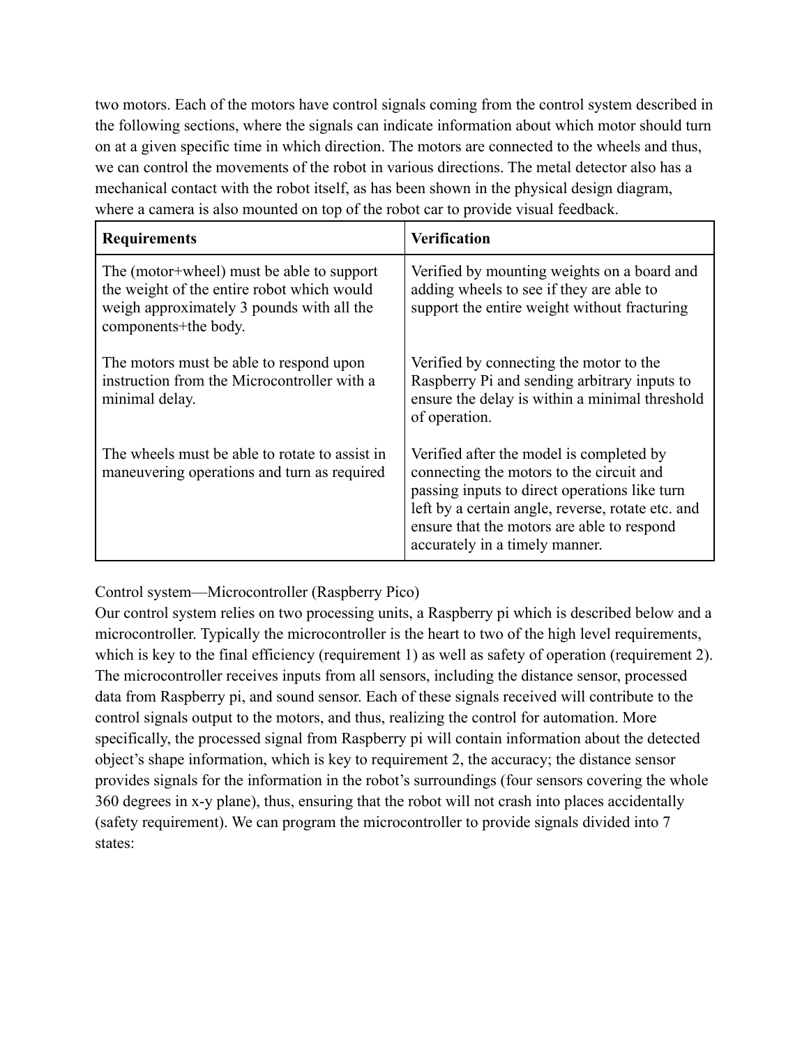two motors. Each of the motors have control signals coming from the control system described in the following sections, where the signals can indicate information about which motor should turn on at a given specific time in which direction. The motors are connected to the wheels and thus, we can control the movements of the robot in various directions. The metal detector also has a mechanical contact with the robot itself, as has been shown in the physical design diagram, where a camera is also mounted on top of the robot car to provide visual feedback.

| **Requirements** | **Verification** |
| --- | --- |
| The (motor+wheel) must be able to support the weight of the entire robot which would weigh approximately 3 pounds with all the components+the body. | Verified by mounting weights on a board and adding wheels to see if they are able to support the entire weight without fracturing |
| The motors must be able to respond upon instruction from the Microcontroller with a minimal delay. | Verified by connecting the motor to the Raspberry Pi and sending arbitrary inputs to ensure the delay is within a minimal threshold of operation. |
| The wheels must be able to rotate to assist in maneuvering operations and turn as required | Verified after the model is completed by connecting the motors to the circuit and passing inputs to direct operations like turn left by a certain angle, reverse, rotate etc. and ensure that the motors are able to respond accurately in a timely manner. |

Control system—Microcontroller (Raspberry Pico)

Our control system relies on two processing units, a Raspberry pi which is described below and a microcontroller. Typically the microcontroller is the heart to two of the high level requirements, which is key to the final efficiency (requirement 1) as well as safety of operation (requirement 2). The microcontroller receives inputs from all sensors, including the distance sensor, processed data from Raspberry pi, and sound sensor. Each of these signals received will contribute to the control signals output to the motors, and thus, realizing the control for automation. More specifically, the processed signal from Raspberry pi will contain information about the detected object's shape information, which is key to requirement 2, the accuracy; the distance sensor provides signals for the information in the robot's surroundings (four sensors covering the whole 360 degrees in x-y plane), thus, ensuring that the robot will not crash into places accidentally (safety requirement). We can program the microcontroller to provide signals divided into 7 states: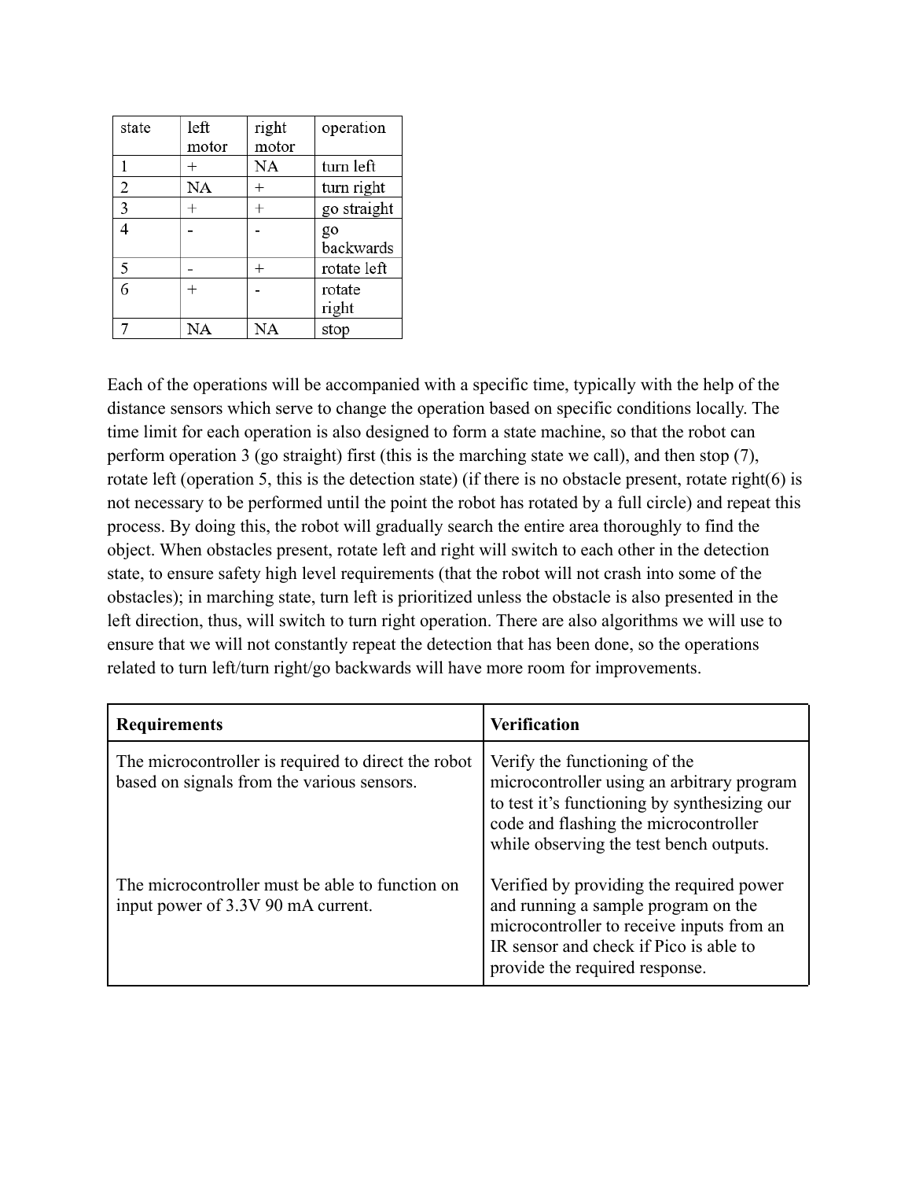| state | left motor | right motor | operation |
| --- | --- | --- | --- |
| 1 | + | NA | turn left |
| 2 | NA | + | turn right |
| 3 | + | + | go straight |
| 4 | - | - | go backwards |
| 5 | - | + | rotate left |
| 6 | + | - | rotate right |
| 7 | NA | NA | stop |

Each of the operations will be accompanied with a specific time, typically with the help of the distance sensors which serve to change the operation based on specific conditions locally. The time limit for each operation is also designed to form a state machine, so that the robot can perform operation 3 (go straight) first (this is the marching state we call), and then stop (7), rotate left (operation 5, this is the detection state) (if there is no obstacle present, rotate right(6) is not necessary to be performed until the point the robot has rotated by a full circle) and repeat this process. By doing this, the robot will gradually search the entire area thoroughly to find the object. When obstacles present, rotate left and right will switch to each other in the detection state, to ensure safety high level requirements (that the robot will not crash into some of the obstacles); in marching state, turn left is prioritized unless the obstacle is also presented in the left direction, thus, will switch to turn right operation. There are also algorithms we will use to ensure that we will not constantly repeat the detection that has been done, so the operations related to turn left/turn right/go backwards will have more room for improvements.

| **Requirements** | **Verification** |
| --- | --- |
| The microcontroller is required to direct the robot based on signals from the various sensors. | Verify the functioning of the microcontroller using an arbitrary program to test it's functioning by synthesizing our code and flashing the microcontroller while observing the test bench outputs. |
| The microcontroller must be able to function on input power of 3.3V 90 mA current. | Verified by providing the required power and running a sample program on the microcontroller to receive inputs from an IR sensor and check if Pico is able to provide the required response. |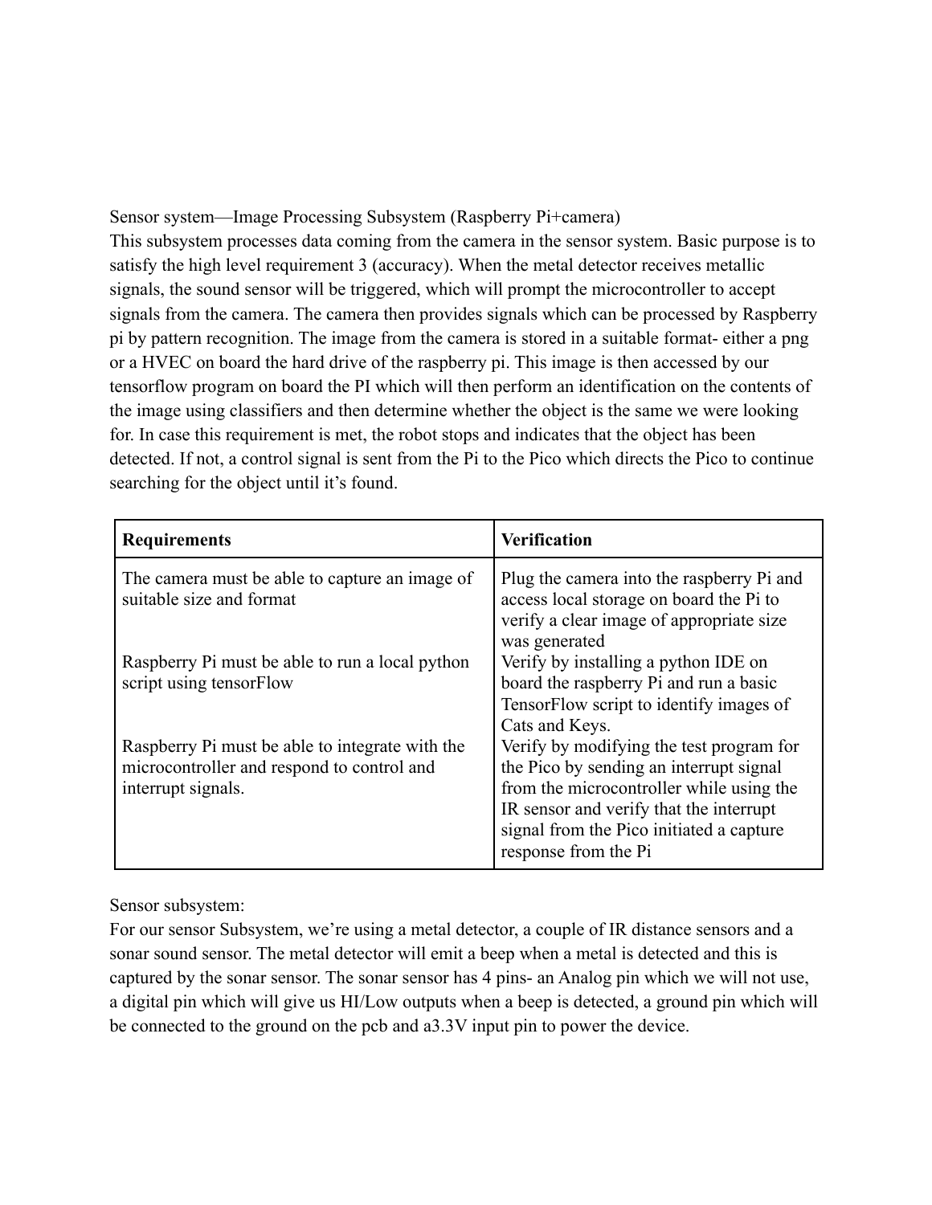Sensor system—Image Processing Subsystem (Raspberry Pi+camera)

This subsystem processes data coming from the camera in the sensor system. Basic purpose is to satisfy the high level requirement 3 (accuracy). When the metal detector receives metallic signals, the sound sensor will be triggered, which will prompt the microcontroller to accept signals from the camera. The camera then provides signals which can be processed by Raspberry pi by pattern recognition. The image from the camera is stored in a suitable format- either a png or a HVEC on board the hard drive of the raspberry pi. This image is then accessed by our tensorflow program on board the PI which will then perform an identification on the contents of the image using classifiers and then determine whether the object is the same we were looking for. In case this requirement is met, the robot stops and indicates that the object has been detected. If not, a control signal is sent from the Pi to the Pico which directs the Pico to continue searching for the object until it's found.

| **Requirements** | **Verification** |
| --- | --- |
| The camera must be able to capture an image of suitable size and format | Plug the camera into the raspberry Pi and access local storage on board the Pi to verify a clear image of appropriate size was generated |
| Raspberry Pi must be able to run a local python script using tensorFlow | Verify by installing a python IDE on board the raspberry Pi and run a basic TensorFlow script to identify images of Cats and Keys. |
| Raspberry Pi must be able to integrate with the microcontroller and respond to control and interrupt signals. | Verify by modifying the test program for the Pico by sending an interrupt signal from the microcontroller while using the IR sensor and verify that the interrupt signal from the Pico initiated a capture response from the Pi |

Sensor subsystem:

For our sensor Subsystem, we're using a metal detector, a couple of IR distance sensors and a sonar sound sensor. The metal detector will emit a beep when a metal is detected and this is captured by the sonar sensor. The sonar sensor has 4 pins- an Analog pin which we will not use, a digital pin which will give us HI/Low outputs when a beep is detected, a ground pin which will be connected to the ground on the pcb and a3.3V input pin to power the device.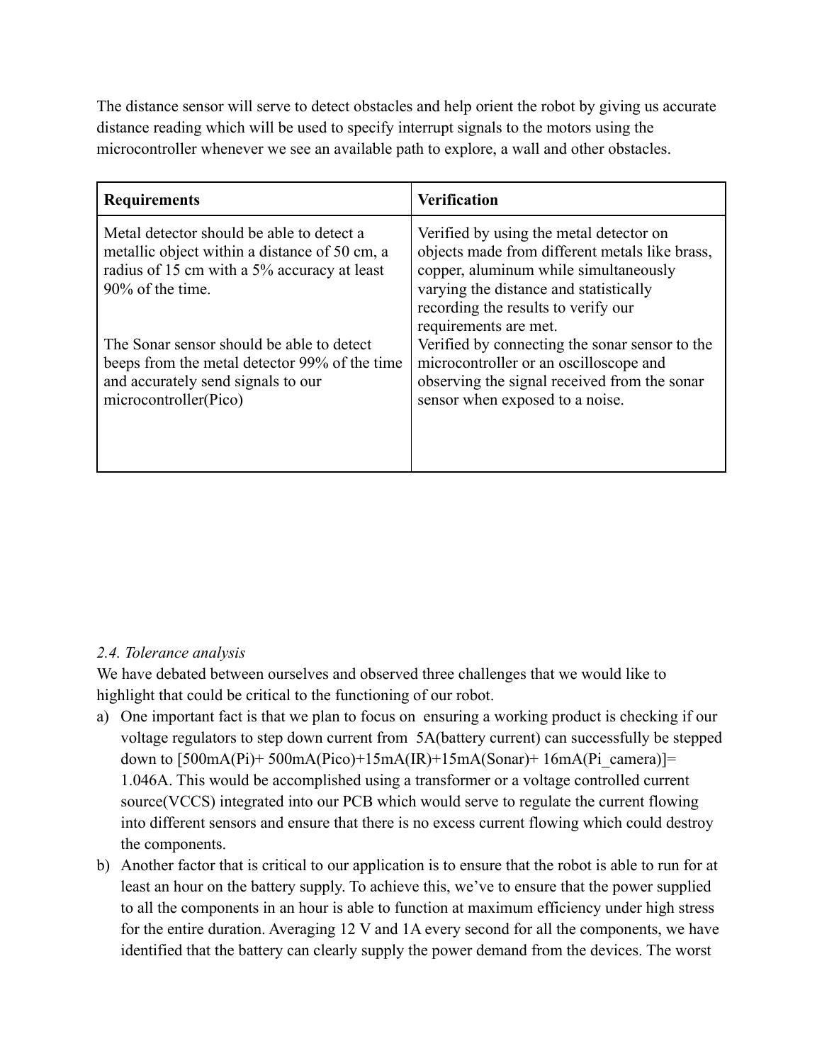The distance sensor will serve to detect obstacles and help orient the robot by giving us accurate distance reading which will be used to specify interrupt signals to the motors using the microcontroller whenever we see an available path to explore, a wall and other obstacles.

| Requirements | Verification |
| --- | --- |
| Metal detector should be able to detect a metallic object within a distance of 50 cm, a radius of 15 cm with a 5% accuracy at least 90% of the time. | Verified by using the metal detector on objects made from different metals like brass, copper, aluminum while simultaneously varying the distance and statistically recording the results to verify our requirements are met. |
| The Sonar sensor should be able to detect beeps from the metal detector 99% of the time and accurately send signals to our microcontroller(Pico) | Verified by connecting the sonar sensor to the microcontroller or an oscilloscope and observing the signal received from the sonar sensor when exposed to a noise. |

*2.4. Tolerance analysis*

We have debated between ourselves and observed three challenges that we would like to highlight that could be critical to the functioning of our robot.

a) One important fact is that we plan to focus on ensuring a working product is checking if our voltage regulators to step down current from 5A(battery current) can successfully be stepped down to [500mA(Pi)+ 500mA(Pico)+15mA(IR)+15mA(Sonar)+ 16mA(Pi_camera)]= 1.046A. This would be accomplished using a transformer or a voltage controlled current source(VCCS) integrated into our PCB which would serve to regulate the current flowing into different sensors and ensure that there is no excess current flowing which could destroy the components.

b) Another factor that is critical to our application is to ensure that the robot is able to run for at least an hour on the battery supply. To achieve this, we've to ensure that the power supplied to all the components in an hour is able to function at maximum efficiency under high stress for the entire duration. Averaging 12 V and 1A every second for all the components, we have identified that the battery can clearly supply the power demand from the devices. The worst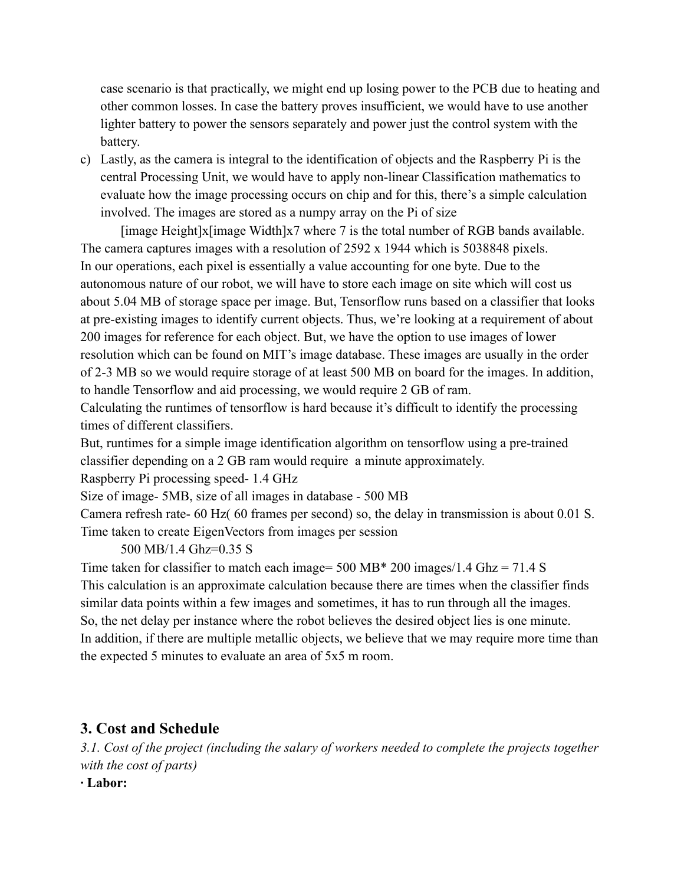case scenario is that practically, we might end up losing power to the PCB due to heating and other common losses. In case the battery proves insufficient, we would have to use another lighter battery to power the sensors separately and power just the control system with the battery.

c) Lastly, as the camera is integral to the identification of objects and the Raspberry Pi is the central Processing Unit, we would have to apply non-linear Classification mathematics to evaluate how the image processing occurs on chip and for this, there's a simple calculation involved. The images are stored as a numpy array on the Pi of size

[image Height]x[image Width]x7 where 7 is the total number of RGB bands available.

The camera captures images with a resolution of 2592 x 1944 which is 5038848 pixels.
In our operations, each pixel is essentially a value accounting for one byte. Due to the autonomous nature of our robot, we will have to store each image on site which will cost us about 5.04 MB of storage space per image. But, Tensorflow runs based on a classifier that looks at pre-existing images to identify current objects. Thus, we're looking at a requirement of about 200 images for reference for each object. But, we have the option to use images of lower resolution which can be found on MIT's image database. These images are usually in the order of 2-3 MB so we would require storage of at least 500 MB on board for the images. In addition, to handle Tensorflow and aid processing, we would require 2 GB of ram.
Calculating the runtimes of tensorflow is hard because it's difficult to identify the processing times of different classifiers.
But, runtimes for a simple image identification algorithm on tensorflow using a pre-trained classifier depending on a 2 GB ram would require a minute approximately.
Raspberry Pi processing speed- 1.4 GHz
Size of image- 5MB, size of all images in database - 500 MB
Camera refresh rate- 60 Hz( 60 frames per second) so, the delay in transmission is about 0.01 S.
Time taken to create EigenVectors from images per session

500 MB/1.4 Ghz=0.35 S

Time taken for classifier to match each image= 500 MB* 200 images/1.4 Ghz = 71.4 S
This calculation is an approximate calculation because there are times when the classifier finds similar data points within a few images and sometimes, it has to run through all the images.
So, the net delay per instance where the robot believes the desired object lies is one minute.
In addition, if there are multiple metallic objects, we believe that we may require more time than the expected 5 minutes to evaluate an area of 5x5 m room.

## 3. Cost and Schedule

*3.1. Cost of the project (including the salary of workers needed to complete the projects together with the cost of parts)*

· **Labor:**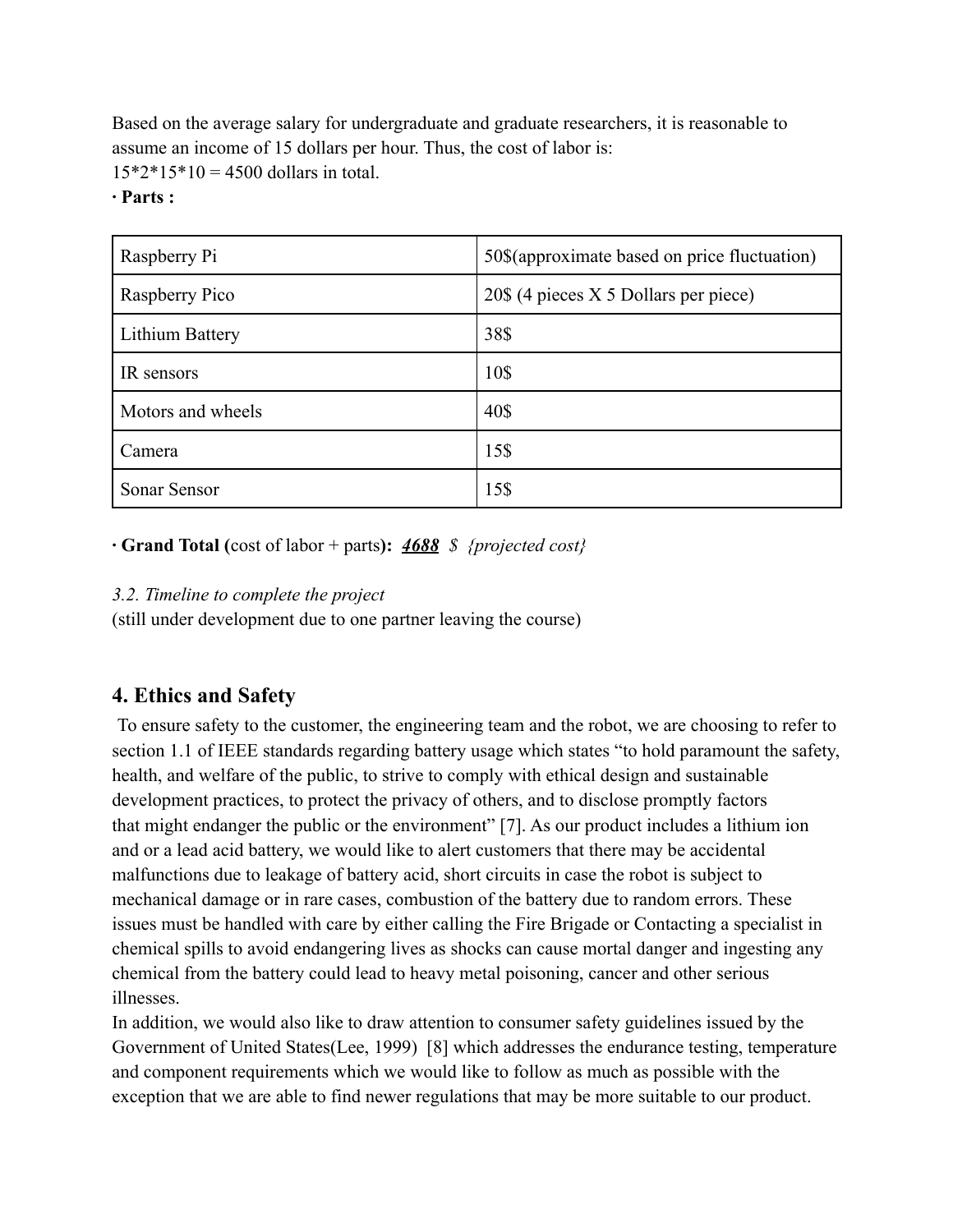Based on the average salary for undergraduate and graduate researchers, it is reasonable to assume an income of 15 dollars per hour. Thus, the cost of labor is:
15*2*15*10 = 4500 dollars in total.

· **Parts :**

| Raspberry Pi | 50$(approximate based on price fluctuation) |
|---|---|
| Raspberry Pico | 20$ (4 pieces X 5 Dollars per piece) |
| Lithium Battery | 38$ |
| IR sensors | 10$ |
| Motors and wheels | 40$ |
| Camera | 15$ |
| Sonar Sensor | 15$ |

· **Grand Total (**cost of labor + parts**):** ***<u>4688</u>*** *$ {projected cost}*

*3.2. Timeline to complete the project*

(still under development due to one partner leaving the course)

## 4. Ethics and Safety

To ensure safety to the customer, the engineering team and the robot, we are choosing to refer to section 1.1 of IEEE standards regarding battery usage which states "to hold paramount the safety, health, and welfare of the public, to strive to comply with ethical design and sustainable development practices, to protect the privacy of others, and to disclose promptly factors that might endanger the public or the environment" [7]. As our product includes a lithium ion and or a lead acid battery, we would like to alert customers that there may be accidental malfunctions due to leakage of battery acid, short circuits in case the robot is subject to mechanical damage or in rare cases, combustion of the battery due to random errors. These issues must be handled with care by either calling the Fire Brigade or Contacting a specialist in chemical spills to avoid endangering lives as shocks can cause mortal danger and ingesting any chemical from the battery could lead to heavy metal poisoning, cancer and other serious illnesses.

In addition, we would also like to draw attention to consumer safety guidelines issued by the Government of United States(Lee, 1999) [8] which addresses the endurance testing, temperature and component requirements which we would like to follow as much as possible with the exception that we are able to find newer regulations that may be more suitable to our product.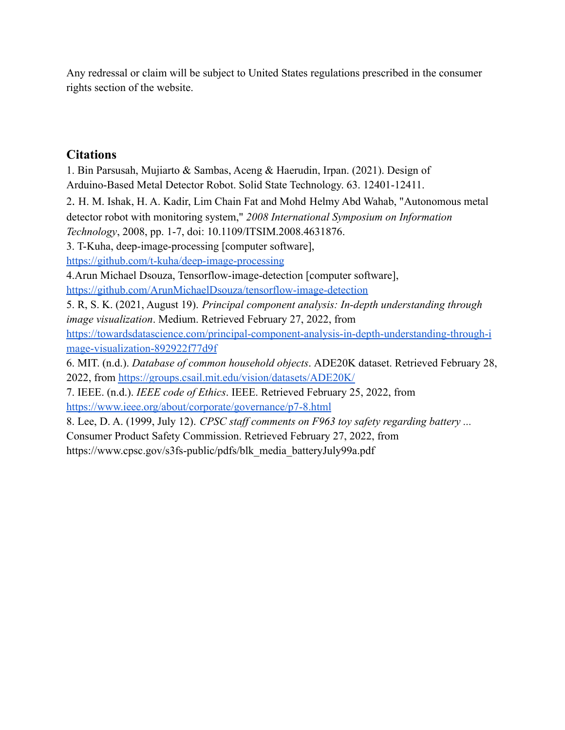Any redressal or claim will be subject to United States regulations prescribed in the consumer rights section of the website.

## Citations

1. Bin Parsusah, Mujiarto & Sambas, Aceng & Haerudin, Irpan. (2021). Design of Arduino-Based Metal Detector Robot. Solid State Technology. 63. 12401-12411.
2. H. M. Ishak, H. A. Kadir, Lim Chain Fat and Mohd Helmy Abd Wahab, "Autonomous metal detector robot with monitoring system," *2008 International Symposium on Information Technology*, 2008, pp. 1-7, doi: 10.1109/ITSIM.2008.4631876.
3. T-Kuha, deep-image-processing [computer software], https://github.com/t-kuha/deep-image-processing
4. Arun Michael Dsouza, Tensorflow-image-detection [computer software], https://github.com/ArunMichaelDsouza/tensorflow-image-detection
5. R, S. K. (2021, August 19). *Principal component analysis: In-depth understanding through image visualization*. Medium. Retrieved February 27, 2022, from https://towardsdatascience.com/principal-component-analysis-in-depth-understanding-through-image-visualization-892922f77d9f
6. MIT. (n.d.). *Database of common household objects*. ADE20K dataset. Retrieved February 28, 2022, from https://groups.csail.mit.edu/vision/datasets/ADE20K/
7. IEEE. (n.d.). *IEEE code of Ethics*. IEEE. Retrieved February 25, 2022, from https://www.ieee.org/about/corporate/governance/p7-8.html
8. Lee, D. A. (1999, July 12). *CPSC staff comments on F963 toy safety regarding battery ...* Consumer Product Safety Commission. Retrieved February 27, 2022, from https://www.cpsc.gov/s3fs-public/pdfs/blk_media_batteryJuly99a.pdf